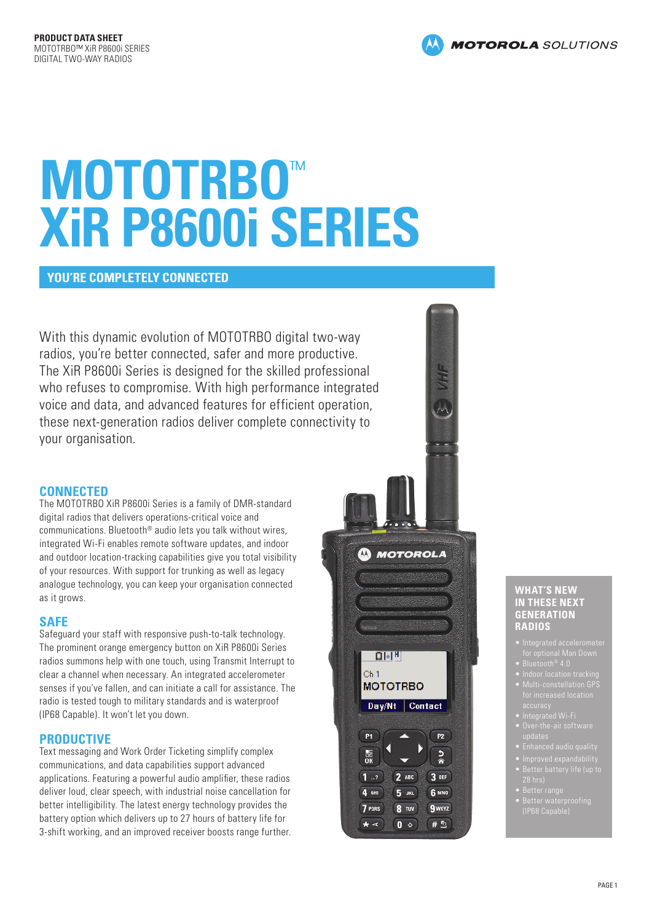PRODUCT DATA SHEET
MOTOTRBO™ XiR P8600i SERIES
DIGITAL TWO-WAY RADIOS

# MOTOTRBO™ XiR P8600i SERIES

## YOU'RE COMPLETELY CONNECTED

With this dynamic evolution of MOTOTRBO digital two-way radios, you're better connected, safer and more productive. The XiR P8600i Series is designed for the skilled professional who refuses to compromise. With high performance integrated voice and data, and advanced features for efficient operation, these next-generation radios deliver complete connectivity to your organisation.

### CONNECTED

The MOTOTRBO XiR P8600i Series is a family of DMR-standard digital radios that delivers operations-critical voice and communications. Bluetooth® audio lets you talk without wires, integrated Wi-Fi enables remote software updates, and indoor and outdoor location-tracking capabilities give you total visibility of your resources. With support for trunking as well as legacy analogue technology, you can keep your organisation connected as it grows.

### SAFE

Safeguard your staff with responsive push-to-talk technology. The prominent orange emergency button on XiR P8600i Series radios summons help with one touch, using Transmit Interrupt to clear a channel when necessary. An integrated accelerometer senses if you've fallen, and can initiate a call for assistance. The radio is tested tough to military standards and is waterproof (IP68 Capable). It won't let you down.

### PRODUCTIVE

Text messaging and Work Order Ticketing simplify complex communications, and data capabilities support advanced applications. Featuring a powerful audio amplifier, these radios deliver loud, clear speech, with industrial noise cancellation for better intelligibility. The latest energy technology provides the battery option which delivers up to 27 hours of battery life for 3-shift working, and an improved receiver boosts range further.

### WHAT'S NEW IN THESE NEXT GENERATION RADIOS

- Integrated accelerometer for optional Man Down
- Bluetooth® 4.0
- Indoor location tracking
- Multi-constellation GPS for increased location accuracy
- Integrated Wi-Fi
- Over-the-air software updates
- Enhanced audio quality
- Improved expandability
- Better battery life (up to 28 hrs)
- Better range
- Better waterproofing (IP68 Capable)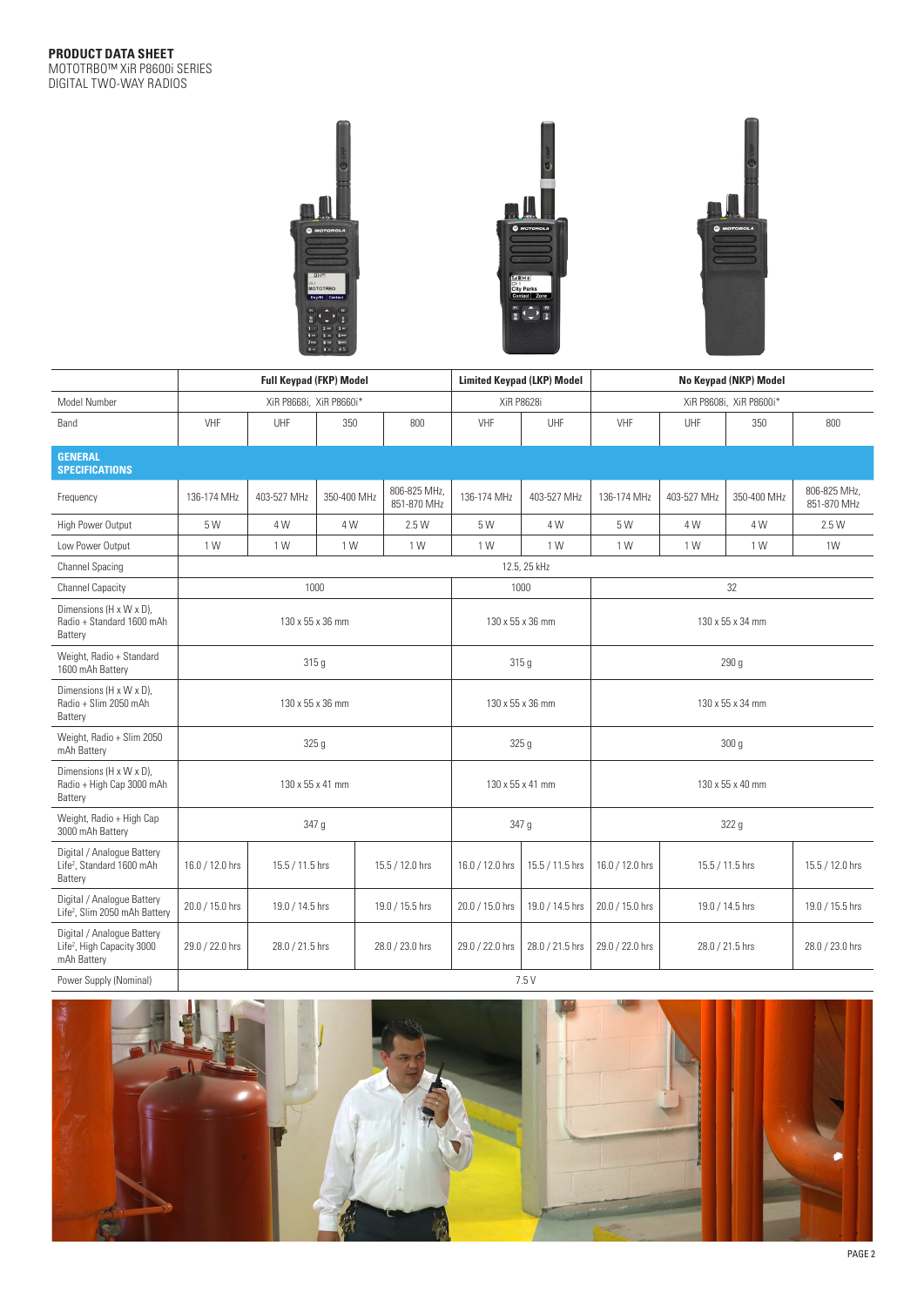| | Full Keypad (FKP) Model | | | | Limited Keypad (LKP) Model | | No Keypad (NKP) Model | | | |
|---|---|---|---|---|---|---|---|---|---|---|
| Model Number | XiR P8668i, XiR P8660i* | | | | XiR P8628i | | XiR P8608i, XiR P8600i* | | | |
| Band | VHF | UHF | 350 | 800 | VHF | UHF | VHF | UHF | 350 | 800 |
| **GENERAL SPECIFICATIONS** | | | | | | | | | | |
| Frequency | 136-174 MHz | 403-527 MHz | 350-400 MHz | 806-825 MHz, 851-870 MHz | 136-174 MHz | 403-527 MHz | 136-174 MHz | 403-527 MHz | 350-400 MHz | 806-825 MHz, 851-870 MHz |
| High Power Output | 5 W | 4 W | 4 W | 2.5 W | 5 W | 4 W | 5 W | 4 W | 4 W | 2.5 W |
| Low Power Output | 1 W | 1 W | 1 W | 1 W | 1 W | 1 W | 1 W | 1 W | 1 W | 1W |
| Channel Spacing | 12.5, 25 kHz | | | | | | | | | |
| Channel Capacity | 1000 | | | | 1000 | | 32 | | | |
| Dimensions (H x W x D), Radio + Standard 1600 mAh Battery | 130 x 55 x 36 mm | | | | 130 x 55 x 36 mm | | 130 x 55 x 34 mm | | | |
| Weight, Radio + Standard 1600 mAh Battery | 315 g | | | | 315 g | | 290 g | | | |
| Dimensions (H x W x D), Radio + Slim 2050 mAh Battery | 130 x 55 x 36 mm | | | | 130 x 55 x 36 mm | | 130 x 55 x 34 mm | | | |
| Weight, Radio + Slim 2050 mAh Battery | 325 g | | | | 325 g | | 300 g | | | |
| Dimensions (H x W x D), Radio + High Cap 3000 mAh Battery | 130 x 55 x 41 mm | | | | 130 x 55 x 41 mm | | 130 x 55 x 40 mm | | | |
| Weight, Radio + High Cap 3000 mAh Battery | 347 g | | | | 347 g | | 322 g | | | |
| Digital / Analogue Battery Life[2], Standard 1600 mAh Battery | 16.0 / 12.0 hrs | 15.5 / 11.5 hrs | | 15.5 / 12.0 hrs | 16.0 / 12.0 hrs | 15.5 / 11.5 hrs | 16.0 / 12.0 hrs | 15.5 / 11.5 hrs | | 15.5 / 12.0 hrs |
| Digital / Analogue Battery Life[2], Slim 2050 mAh Battery | 20.0 / 15.0 hrs | 19.0 / 14.5 hrs | | 19.0 / 15.5 hrs | 20.0 / 15.0 hrs | 19.0 / 14.5 hrs | 20.0 / 15.0 hrs | 19.0 / 14.5 hrs | | 19.0 / 15.5 hrs |
| Digital / Analogue Battery Life[2], High Capacity 3000 mAh Battery | 29.0 / 22.0 hrs | 28.0 / 21.5 hrs | | 28.0 / 23.0 hrs | 29.0 / 22.0 hrs | 28.0 / 21.5 hrs | 29.0 / 22.0 hrs | 28.0 / 21.5 hrs | | 28.0 / 23.0 hrs |
| Power Supply (Nominal) | 7.5 V | | | | | | | | | |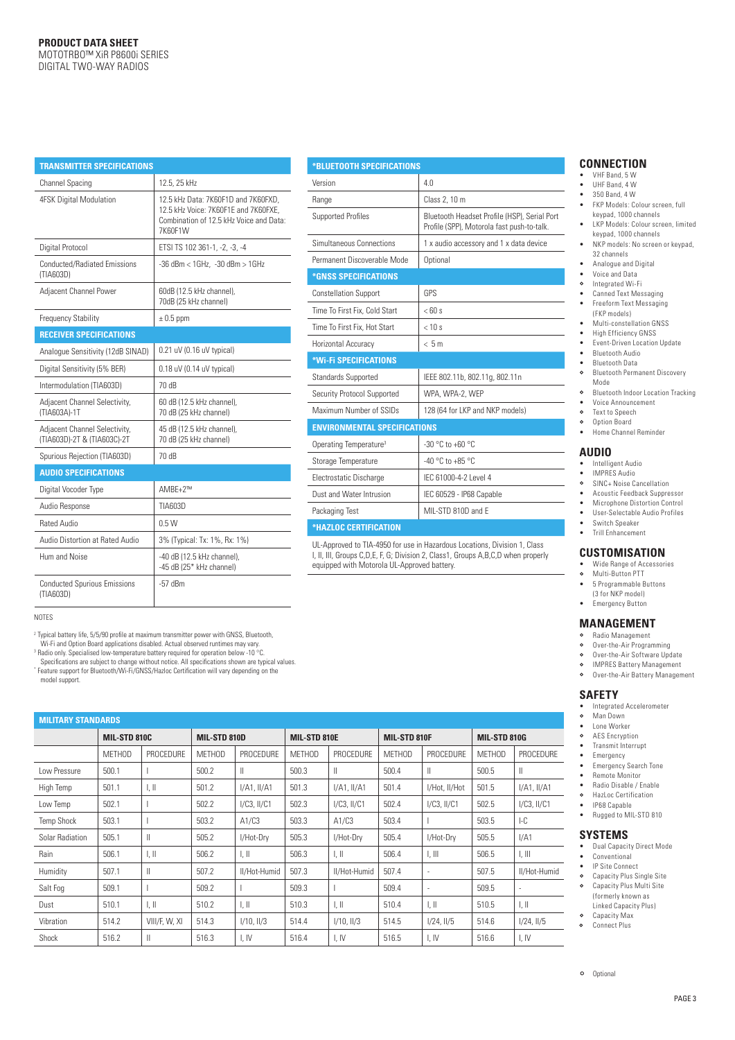**PRODUCT DATA SHEET**
MOTOTRBO™ XiR P8600i SERIES
DIGITAL TWO-WAY RADIOS

| TRANSMITTER SPECIFICATIONS | |
|---|---|
| Channel Spacing | 12.5, 25 kHz |
| 4FSK Digital Modulation | 12.5 kHz Data: 7K60F1D and 7K60FXD, 12.5 kHz Voice: 7K60F1E and 7K60FXE, Combination of 12.5 kHz Voice and Data: 7K60F1W |
| Digital Protocol | ETSI TS 102 361-1, -2, -3, -4 |
| Conducted/Radiated Emissions (TIA603D) | -36 dBm < 1GHz, -30 dBm > 1GHz |
| Adjacent Channel Power | 60dB (12.5 kHz channel), 70dB (25 kHz channel) |
| Frequency Stability | ± 0.5 ppm |
| **RECEIVER SPECIFICATIONS** | |
| Analogue Sensitivity (12dB SINAD) | 0.21 uV (0.16 uV typical) |
| Digital Sensitivity (5% BER) | 0.18 uV (0.14 uV typical) |
| Intermodulation (TIA603D) | 70 dB |
| Adjacent Channel Selectivity, (TIA603A)-1T | 60 dB (12.5 kHz channel), 70 dB (25 kHz channel) |
| Adjacent Channel Selectivity, (TIA603D)-2T & (TIA603C)-2T | 45 dB (12.5 kHz channel), 70 dB (25 kHz channel) |
| Spurious Rejection (TIA603D) | 70 dB |
| **AUDIO SPECIFICATIONS** | |
| Digital Vocoder Type | AMBE+2™ |
| Audio Response | TIA603D |
| Rated Audio | 0.5 W |
| Audio Distortion at Rated Audio | 3% (Typical: Tx: 1%, Rx: 1%) |
| Hum and Noise | -40 dB (12.5 kHz channel), -45 dB (25* kHz channel) |
| Conducted Spurious Emissions (TIA603D) | -57 dBm |

| *BLUETOOTH SPECIFICATIONS | |
|---|---|
| Version | 4.0 |
| Range | Class 2, 10 m |
| Supported Profiles | Bluetooth Headset Profile (HSP), Serial Port Profile (SPP), Motorola fast push-to-talk. |
| Simultaneous Connections | 1 x audio accessory and 1 x data device |
| Permanent Discoverable Mode | Optional |
| ***GNSS SPECIFICATIONS** | |
| Constellation Support | GPS |
| Time To First Fix, Cold Start | < 60 s |
| Time To First Fix, Hot Start | < 10 s |
| Horizontal Accuracy | < 5 m |
| ***Wi-Fi SPECIFICATIONS** | |
| Standards Supported | IEEE 802.11b, 802.11g, 802.11n |
| Security Protocol Supported | WPA, WPA-2, WEP |
| Maximum Number of SSIDs | 128 (64 for LKP and NKP models) |
| **ENVIRONMENTAL SPECIFICATIONS** | |
| Operating Temperature[3] | -30 °C to +60 °C |
| Storage Temperature | -40 °C to +85 °C |
| Electrostatic Discharge | IEC 61000-4-2 Level 4 |
| Dust and Water Intrusion | IEC 60529 - IP68 Capable |
| Packaging Test | MIL-STD 810D and E |

**\*HAZLOC CERTIFICATION**

UL-Approved to TIA-4950 for use in Hazardous Locations, Division 1, Class I, II, III, Groups C,D,E, F, G; Division 2, Class1, Groups A,B,C,D when properly equipped with Motorola UL-Approved battery.

NOTES

[2] Typical battery life, 5/5/90 profile at maximum transmitter power with GNSS, Bluetooth, Wi-Fi and Option Board applications disabled. Actual observed runtimes may vary.
[3] Radio only. Specialised low-temperature battery required for operation below -10 °C.
Specifications are subject to change without notice. All specifications shown are typical values.
\* Feature support for Bluetooth/Wi-Fi/GNSS/Hazloc Certification will vary depending on the model support.

| MILITARY STANDARDS | MIL-STD 810C | | MIL-STD 810D | | MIL-STD 810E | | MIL-STD 810F | | MIL-STD 810G | |
|---|---|---|---|---|---|---|---|---|---|---|
| | METHOD | PROCEDURE | METHOD | PROCEDURE | METHOD | PROCEDURE | METHOD | PROCEDURE | METHOD | PROCEDURE |
| Low Pressure | 500.1 | I | 500.2 | II | 500.3 | II | 500.4 | II | 500.5 | II |
| High Temp | 501.1 | I, II | 501.2 | I/A1, II/A1 | 501.3 | I/A1, II/A1 | 501.4 | I/Hot, II/Hot | 501.5 | I/A1, II/A1 |
| Low Temp | 502.1 | I | 502.2 | I/C3, II/C1 | 502.3 | I/C3, II/C1 | 502.4 | I/C3, II/C1 | 502.5 | I/C3, II/C1 |
| Temp Shock | 503.1 | I | 503.2 | A1/C3 | 503.3 | A1/C3 | 503.4 | I | 503.5 | I-C |
| Solar Radiation | 505.1 | II | 505.2 | I/Hot-Dry | 505.3 | I/Hot-Dry | 505.4 | I/Hot-Dry | 505.5 | I/A1 |
| Rain | 506.1 | I, II | 506.2 | I, II | 506.3 | I, II | 506.4 | I, III | 506.5 | I, III |
| Humidity | 507.1 | II | 507.2 | II/Hot-Humid | 507.3 | II/Hot-Humid | 507.4 | - | 507.5 | II/Hot-Humid |
| Salt Fog | 509.1 | I | 509.2 | I | 509.3 | I | 509.4 | - | 509.5 | - |
| Dust | 510.1 | I, II | 510.2 | I, II | 510.3 | I, II | 510.4 | I, II | 510.5 | I, II |
| Vibration | 514.2 | VIII/F, W, XI | 514.3 | I/10, II/3 | 514.4 | I/10, II/3 | 514.5 | I/24, II/5 | 514.6 | I/24, II/5 |
| Shock | 516.2 | II | 516.3 | I, IV | 516.4 | I, IV | 516.5 | I, IV | 516.6 | I, IV |

## CONNECTION

- VHF Band, 5 W
- UHF Band, 4 W
- 350 Band, 4 W
- FKP Models: Colour screen, full keypad, 1000 channels
- LKP Models: Colour screen, limited keypad, 1000 channels
- NKP models: No screen or keypad, 32 channels
- Analogue and Digital
- Voice and Data
- ◇ Integrated Wi-Fi
- Canned Text Messaging
- Freeform Text Messaging (FKP models)
- Multi-constellation GNSS
- High Efficiency GNSS
- Event-Driven Location Update
- Bluetooth Audio
- Bluetooth Data
- ◇ Bluetooth Permanent Discovery Mode
- ◇ Bluetooth Indoor Location Tracking
- Voice Announcement
- ◇ Text to Speech
- ◇ Option Board
- Home Channel Reminder

## AUDIO

- Intelligent Audio
- IMPRES Audio
- ◇ SINC+ Noise Cancellation
- Acoustic Feedback Suppressor
- Microphone Distortion Control
- User-Selectable Audio Profiles
- Switch Speaker
- Trill Enhancement

## CUSTOMISATION

- Wide Range of Accessories
- Multi-Button PTT
- 5 Programmable Buttons (3 for NKP model)
- Emergency Button

## MANAGEMENT

- ◇ Radio Management
- ◇ Over-the-Air Programming
- ◇ Over-the-Air Software Update
- ◇ IMPRES Battery Management
- ◇ Over-the-Air Battery Management

## SAFETY

- Integrated Accelerometer
- ◇ Man Down
- ◇ Lone Worker
- ◇ AES Encryption
- Transmit Interrupt
- Emergency
- Emergency Search Tone
- Remote Monitor
- Radio Disable / Enable
- ◇ HazLoc Certification
- IP68 Capable
- Rugged to MIL-STD 810

## SYSTEMS

- Dual Capacity Direct Mode
- Conventional
- IP Site Connect
- Capacity Plus Single Site
- ◇ Capacity Plus Multi Site (formerly known as Linked Capacity Plus)
- ◇ Capacity Max
- ◇ Connect Plus

◇ Optional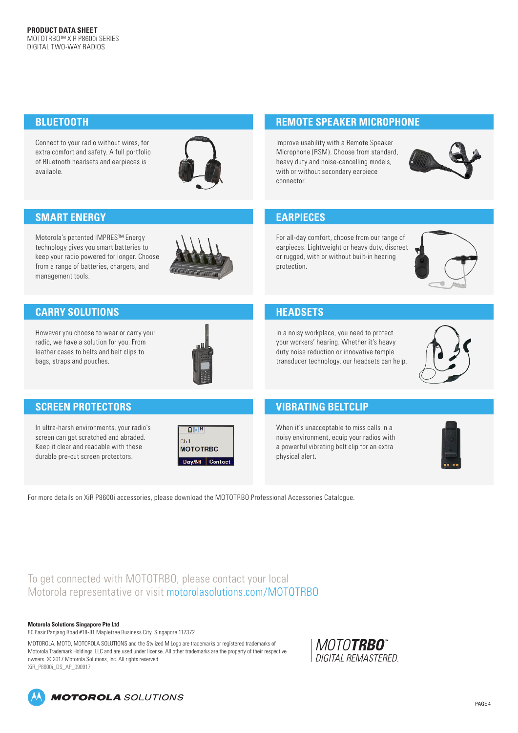## BLUETOOTH

Connect to your radio without wires, for extra comfort and safety. A full portfolio of Bluetooth headsets and earpieces is available.

## REMOTE SPEAKER MICROPHONE

Improve usability with a Remote Speaker Microphone (RSM). Choose from standard, heavy duty and noise-cancelling models, with or without secondary earpiece connector.

## SMART ENERGY

Motorola's patented IMPRES™ Energy technology gives you smart batteries to keep your radio powered for longer. Choose from a range of batteries, chargers, and management tools.

## EARPIECES

For all-day comfort, choose from our range of earpieces. Lightweight or heavy duty, discreet or rugged, with or without built-in hearing protection.

## CARRY SOLUTIONS

However you choose to wear or carry your radio, we have a solution for you. From leather cases to belts and belt clips to bags, straps and pouches.

## HEADSETS

In a noisy workplace, you need to protect your workers' hearing. Whether it's heavy duty noise reduction or innovative temple transducer technology, our headsets can help.

## SCREEN PROTECTORS

In ultra-harsh environments, your radio's screen can get scratched and abraded. Keep it clear and readable with these durable pre-cut screen protectors.

## VIBRATING BELTCLIP

When it's unacceptable to miss calls in a noisy environment, equip your radios with a powerful vibrating belt clip for an extra physical alert.

For more details on XiR P8600i accessories, please download the MOTOTRBO Professional Accessories Catalogue.

To get connected with MOTOTRBO, please contact your local Motorola representative or visit motorolasolutions.com/MOTOTRBO

**Motorola Solutions Singapore Pte Ltd**
80 Pasir Panjang Road #18-81 Mapletree Business City Singapore 117372

MOTOROLA, MOTO, MOTOROLA SOLUTIONS and the Stylized M Logo are trademarks or registered trademarks of Motorola Trademark Holdings, LLC and are used under license. All other trademarks are the property of their respective owners. © 2017 Motorola Solutions, Inc. All rights reserved.
XiR_P8600i_DS_AP_090917

MOTOTRBO™ DIGITAL REMASTERED.

MOTOROLA SOLUTIONS